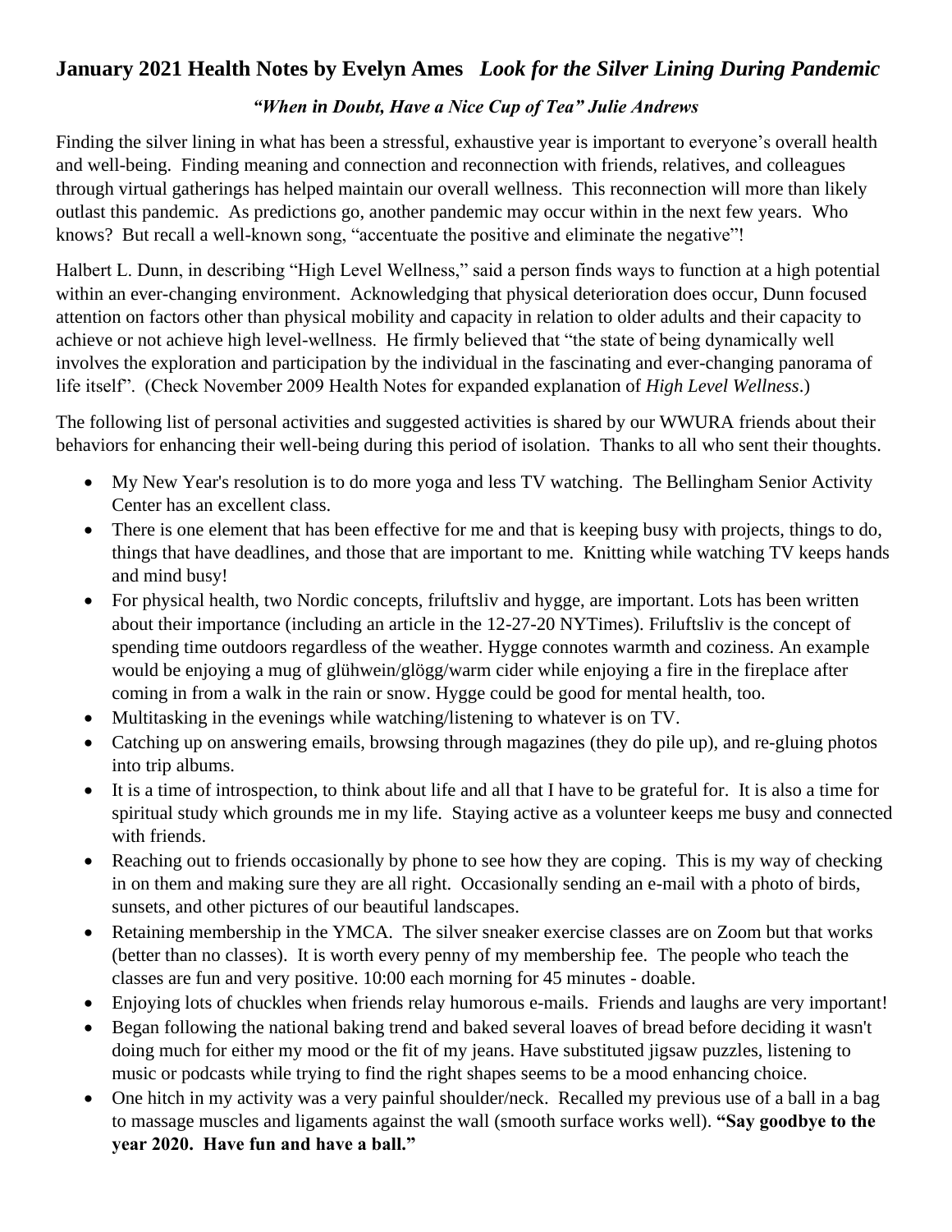## January 2021 Health Notes by Evelyn Ames *Look for the Silver Lining During Pandemic*

***"When in Doubt, Have a Nice Cup of Tea" Julie Andrews***

Finding the silver lining in what has been a stressful, exhaustive year is important to everyone's overall health and well-being. Finding meaning and connection and reconnection with friends, relatives, and colleagues through virtual gatherings has helped maintain our overall wellness. This reconnection will more than likely outlast this pandemic. As predictions go, another pandemic may occur within in the next few years. Who knows? But recall a well-known song, "accentuate the positive and eliminate the negative"!

Halbert L. Dunn, in describing "High Level Wellness," said a person finds ways to function at a high potential within an ever-changing environment. Acknowledging that physical deterioration does occur, Dunn focused attention on factors other than physical mobility and capacity in relation to older adults and their capacity to achieve or not achieve high level-wellness. He firmly believed that "the state of being dynamically well involves the exploration and participation by the individual in the fascinating and ever-changing panorama of life itself". (Check November 2009 Health Notes for expanded explanation of *High Level Wellness*.)

The following list of personal activities and suggested activities is shared by our WWURA friends about their behaviors for enhancing their well-being during this period of isolation. Thanks to all who sent their thoughts.

- My New Year's resolution is to do more yoga and less TV watching. The Bellingham Senior Activity Center has an excellent class.
- There is one element that has been effective for me and that is keeping busy with projects, things to do, things that have deadlines, and those that are important to me. Knitting while watching TV keeps hands and mind busy!
- For physical health, two Nordic concepts, friluftsliv and hygge, are important. Lots has been written about their importance (including an article in the 12-27-20 NYTimes). Friluftsliv is the concept of spending time outdoors regardless of the weather. Hygge connotes warmth and coziness. An example would be enjoying a mug of glühwein/glögg/warm cider while enjoying a fire in the fireplace after coming in from a walk in the rain or snow. Hygge could be good for mental health, too.
- Multitasking in the evenings while watching/listening to whatever is on TV.
- Catching up on answering emails, browsing through magazines (they do pile up), and re-gluing photos into trip albums.
- It is a time of introspection, to think about life and all that I have to be grateful for. It is also a time for spiritual study which grounds me in my life. Staying active as a volunteer keeps me busy and connected with friends.
- Reaching out to friends occasionally by phone to see how they are coping. This is my way of checking in on them and making sure they are all right. Occasionally sending an e-mail with a photo of birds, sunsets, and other pictures of our beautiful landscapes.
- Retaining membership in the YMCA. The silver sneaker exercise classes are on Zoom but that works (better than no classes). It is worth every penny of my membership fee. The people who teach the classes are fun and very positive. 10:00 each morning for 45 minutes - doable.
- Enjoying lots of chuckles when friends relay humorous e-mails. Friends and laughs are very important!
- Began following the national baking trend and baked several loaves of bread before deciding it wasn't doing much for either my mood or the fit of my jeans. Have substituted jigsaw puzzles, listening to music or podcasts while trying to find the right shapes seems to be a mood enhancing choice.
- One hitch in my activity was a very painful shoulder/neck. Recalled my previous use of a ball in a bag to massage muscles and ligaments against the wall (smooth surface works well). **"Say goodbye to the year 2020. Have fun and have a ball."**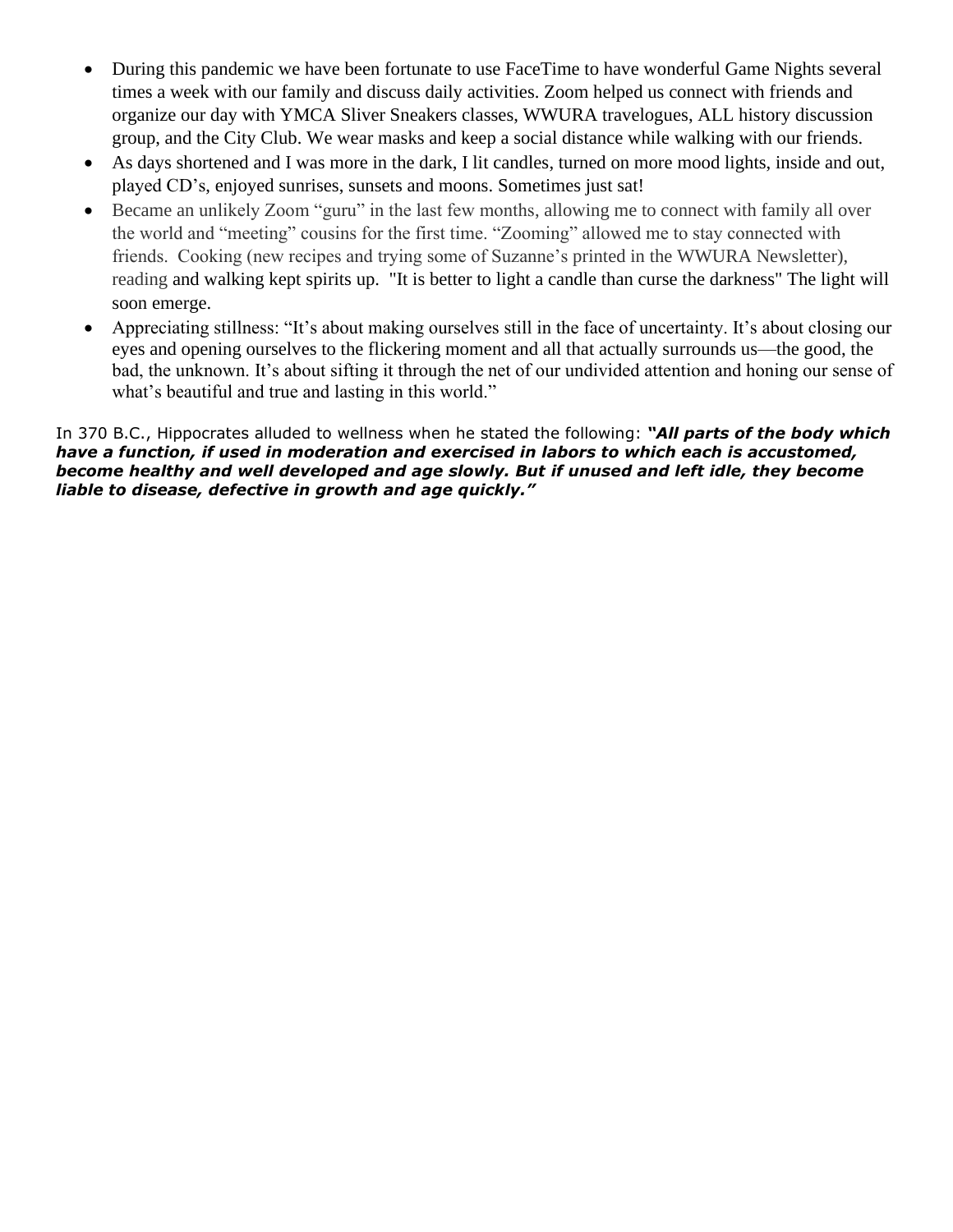- During this pandemic we have been fortunate to use FaceTime to have wonderful Game Nights several times a week with our family and discuss daily activities. Zoom helped us connect with friends and organize our day with YMCA Sliver Sneakers classes, WWURA travelogues, ALL history discussion group, and the City Club. We wear masks and keep a social distance while walking with our friends.
- As days shortened and I was more in the dark, I lit candles, turned on more mood lights, inside and out, played CD's, enjoyed sunrises, sunsets and moons. Sometimes just sat!
- Became an unlikely Zoom "guru" in the last few months, allowing me to connect with family all over the world and "meeting" cousins for the first time. "Zooming" allowed me to stay connected with friends. Cooking (new recipes and trying some of Suzanne's printed in the WWURA Newsletter), reading and walking kept spirits up. "It is better to light a candle than curse the darkness" The light will soon emerge.
- Appreciating stillness: "It's about making ourselves still in the face of uncertainty. It's about closing our eyes and opening ourselves to the flickering moment and all that actually surrounds us—the good, the bad, the unknown. It's about sifting it through the net of our undivided attention and honing our sense of what's beautiful and true and lasting in this world."

In 370 B.C., Hippocrates alluded to wellness when he stated the following: ***"All parts of the body which have a function, if used in moderation and exercised in labors to which each is accustomed, become healthy and well developed and age slowly. But if unused and left idle, they become liable to disease, defective in growth and age quickly."***